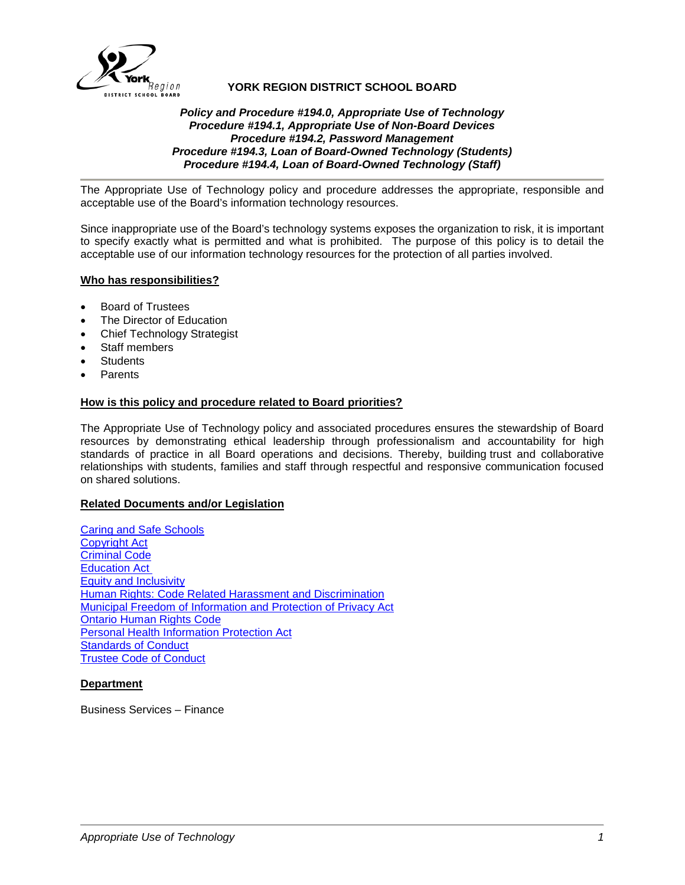# YORK REGION DISTRICT SCHOOL BOARD

***Policy and Procedure #194.0, Appropriate Use of Technology***
***Procedure #194.1, Appropriate Use of Non-Board Devices***
***Procedure #194.2, Password Management***
***Procedure #194.3, Loan of Board-Owned Technology (Students)***
***Procedure #194.4, Loan of Board-Owned Technology (Staff)***

The Appropriate Use of Technology policy and procedure addresses the appropriate, responsible and acceptable use of the Board's information technology resources.

Since inappropriate use of the Board's technology systems exposes the organization to risk, it is important to specify exactly what is permitted and what is prohibited. The purpose of this policy is to detail the acceptable use of our information technology resources for the protection of all parties involved.

## Who has responsibilities?

- Board of Trustees
- The Director of Education
- Chief Technology Strategist
- Staff members
- Students
- Parents

## How is this policy and procedure related to Board priorities?

The Appropriate Use of Technology policy and associated procedures ensures the stewardship of Board resources by demonstrating ethical leadership through professionalism and accountability for high standards of practice in all Board operations and decisions. Thereby, building trust and collaborative relationships with students, families and staff through respectful and responsive communication focused on shared solutions.

## Related Documents and/or Legislation

Caring and Safe Schools
Copyright Act
Criminal Code
Education Act
Equity and Inclusivity
Human Rights: Code Related Harassment and Discrimination
Municipal Freedom of Information and Protection of Privacy Act
Ontario Human Rights Code
Personal Health Information Protection Act
Standards of Conduct
Trustee Code of Conduct

## Department

Business Services – Finance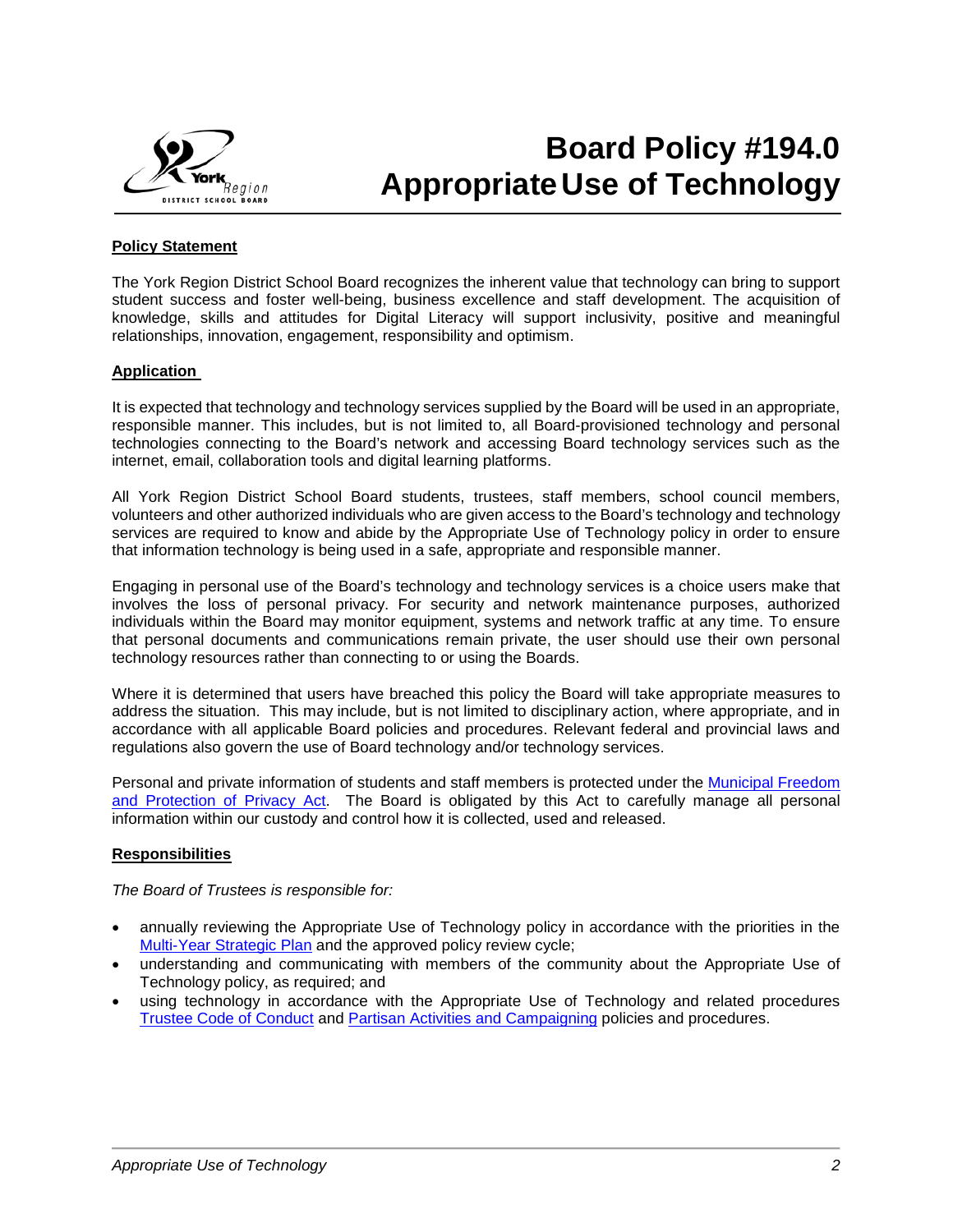# Board Policy #194.0
# Appropriate Use of Technology

## Policy Statement

The York Region District School Board recognizes the inherent value that technology can bring to support student success and foster well-being, business excellence and staff development. The acquisition of knowledge, skills and attitudes for Digital Literacy will support inclusivity, positive and meaningful relationships, innovation, engagement, responsibility and optimism.

## Application

It is expected that technology and technology services supplied by the Board will be used in an appropriate, responsible manner. This includes, but is not limited to, all Board-provisioned technology and personal technologies connecting to the Board's network and accessing Board technology services such as the internet, email, collaboration tools and digital learning platforms.

All York Region District School Board students, trustees, staff members, school council members, volunteers and other authorized individuals who are given access to the Board's technology and technology services are required to know and abide by the Appropriate Use of Technology policy in order to ensure that information technology is being used in a safe, appropriate and responsible manner.

Engaging in personal use of the Board's technology and technology services is a choice users make that involves the loss of personal privacy. For security and network maintenance purposes, authorized individuals within the Board may monitor equipment, systems and network traffic at any time. To ensure that personal documents and communications remain private, the user should use their own personal technology resources rather than connecting to or using the Boards.

Where it is determined that users have breached this policy the Board will take appropriate measures to address the situation. This may include, but is not limited to disciplinary action, where appropriate, and in accordance with all applicable Board policies and procedures. Relevant federal and provincial laws and regulations also govern the use of Board technology and/or technology services.

Personal and private information of students and staff members is protected under the Municipal Freedom and Protection of Privacy Act. The Board is obligated by this Act to carefully manage all personal information within our custody and control how it is collected, used and released.

## Responsibilities

*The Board of Trustees is responsible for:*

- annually reviewing the Appropriate Use of Technology policy in accordance with the priorities in the Multi-Year Strategic Plan and the approved policy review cycle;
- understanding and communicating with members of the community about the Appropriate Use of Technology policy, as required; and
- using technology in accordance with the Appropriate Use of Technology and related procedures Trustee Code of Conduct and Partisan Activities and Campaigning policies and procedures.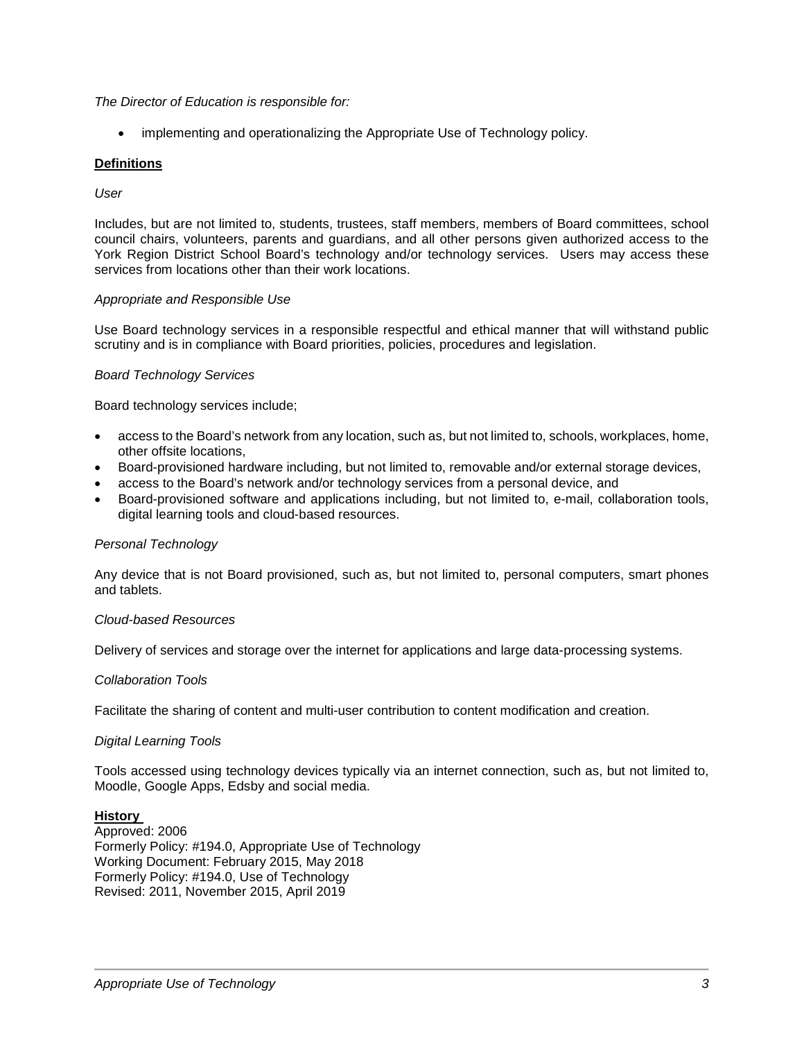*The Director of Education is responsible for:*

- implementing and operationalizing the Appropriate Use of Technology policy.

**Definitions**

*User*

Includes, but are not limited to, students, trustees, staff members, members of Board committees, school council chairs, volunteers, parents and guardians, and all other persons given authorized access to the York Region District School Board's technology and/or technology services. Users may access these services from locations other than their work locations.

*Appropriate and Responsible Use*

Use Board technology services in a responsible respectful and ethical manner that will withstand public scrutiny and is in compliance with Board priorities, policies, procedures and legislation.

*Board Technology Services*

Board technology services include;

- access to the Board's network from any location, such as, but not limited to, schools, workplaces, home, other offsite locations,
- Board-provisioned hardware including, but not limited to, removable and/or external storage devices,
- access to the Board's network and/or technology services from a personal device, and
- Board-provisioned software and applications including, but not limited to, e-mail, collaboration tools, digital learning tools and cloud-based resources.

*Personal Technology*

Any device that is not Board provisioned, such as, but not limited to, personal computers, smart phones and tablets.

*Cloud-based Resources*

Delivery of services and storage over the internet for applications and large data-processing systems.

*Collaboration Tools*

Facilitate the sharing of content and multi-user contribution to content modification and creation.

*Digital Learning Tools*

Tools accessed using technology devices typically via an internet connection, such as, but not limited to, Moodle, Google Apps, Edsby and social media.

**History**

Approved: 2006
Formerly Policy: #194.0, Appropriate Use of Technology
Working Document: February 2015, May 2018
Formerly Policy: #194.0, Use of Technology
Revised: 2011, November 2015, April 2019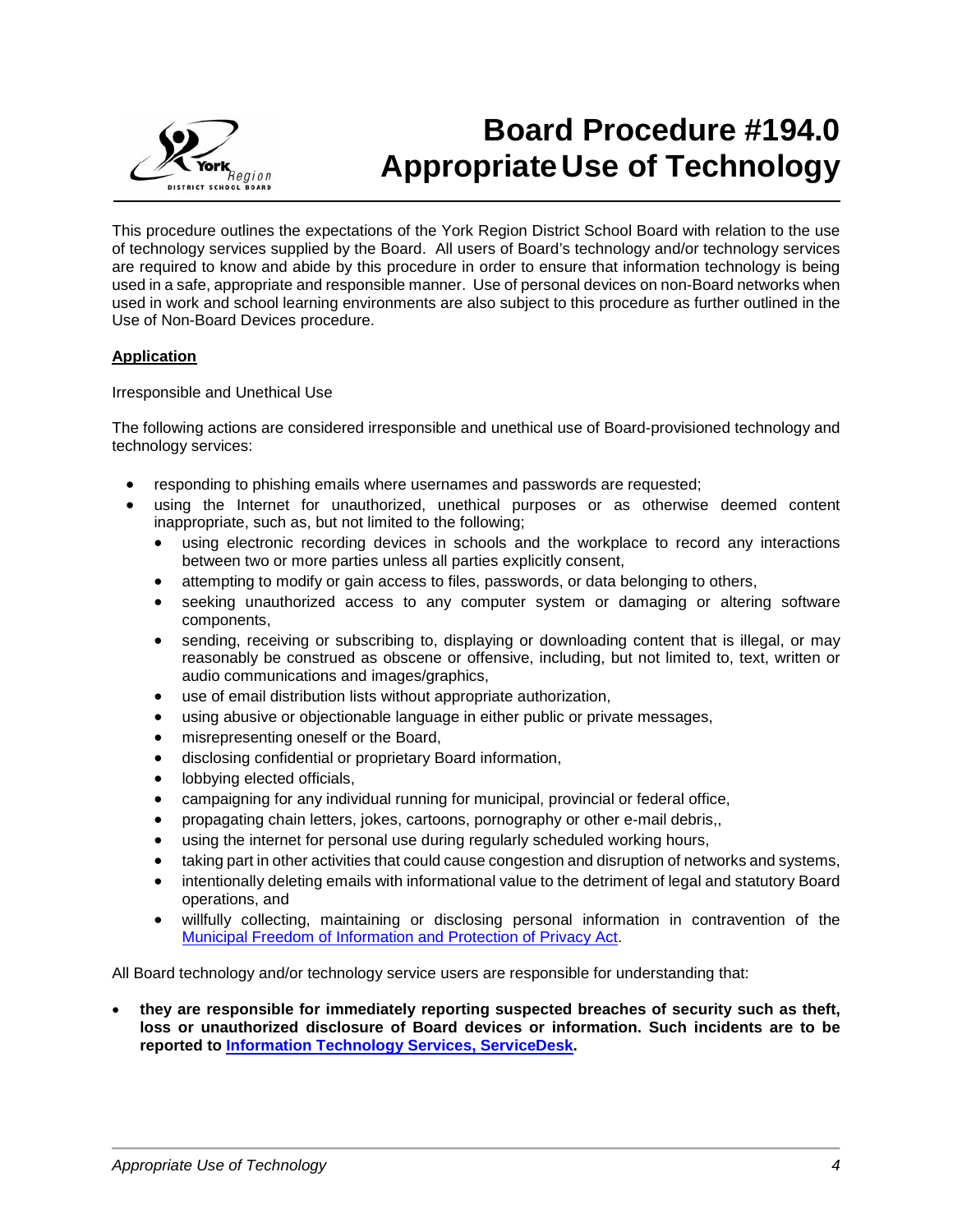# Board Procedure #194.0 Appropriate Use of Technology

This procedure outlines the expectations of the York Region District School Board with relation to the use of technology services supplied by the Board. All users of Board's technology and/or technology services are required to know and abide by this procedure in order to ensure that information technology is being used in a safe, appropriate and responsible manner. Use of personal devices on non-Board networks when used in work and school learning environments are also subject to this procedure as further outlined in the Use of Non-Board Devices procedure.

**Application**

Irresponsible and Unethical Use

The following actions are considered irresponsible and unethical use of Board-provisioned technology and technology services:

- responding to phishing emails where usernames and passwords are requested;
- using the Internet for unauthorized, unethical purposes or as otherwise deemed content inappropriate, such as, but not limited to the following;
  - using electronic recording devices in schools and the workplace to record any interactions between two or more parties unless all parties explicitly consent,
  - attempting to modify or gain access to files, passwords, or data belonging to others,
  - seeking unauthorized access to any computer system or damaging or altering software components,
  - sending, receiving or subscribing to, displaying or downloading content that is illegal, or may reasonably be construed as obscene or offensive, including, but not limited to, text, written or audio communications and images/graphics,
  - use of email distribution lists without appropriate authorization,
  - using abusive or objectionable language in either public or private messages,
  - misrepresenting oneself or the Board,
  - disclosing confidential or proprietary Board information,
  - lobbying elected officials,
  - campaigning for any individual running for municipal, provincial or federal office,
  - propagating chain letters, jokes, cartoons, pornography or other e-mail debris,,
  - using the internet for personal use during regularly scheduled working hours,
  - taking part in other activities that could cause congestion and disruption of networks and systems,
  - intentionally deleting emails with informational value to the detriment of legal and statutory Board operations, and
  - willfully collecting, maintaining or disclosing personal information in contravention of the Municipal Freedom of Information and Protection of Privacy Act.

All Board technology and/or technology service users are responsible for understanding that:

- **they are responsible for immediately reporting suspected breaches of security such as theft, loss or unauthorized disclosure of Board devices or information. Such incidents are to be reported to Information Technology Services, ServiceDesk.**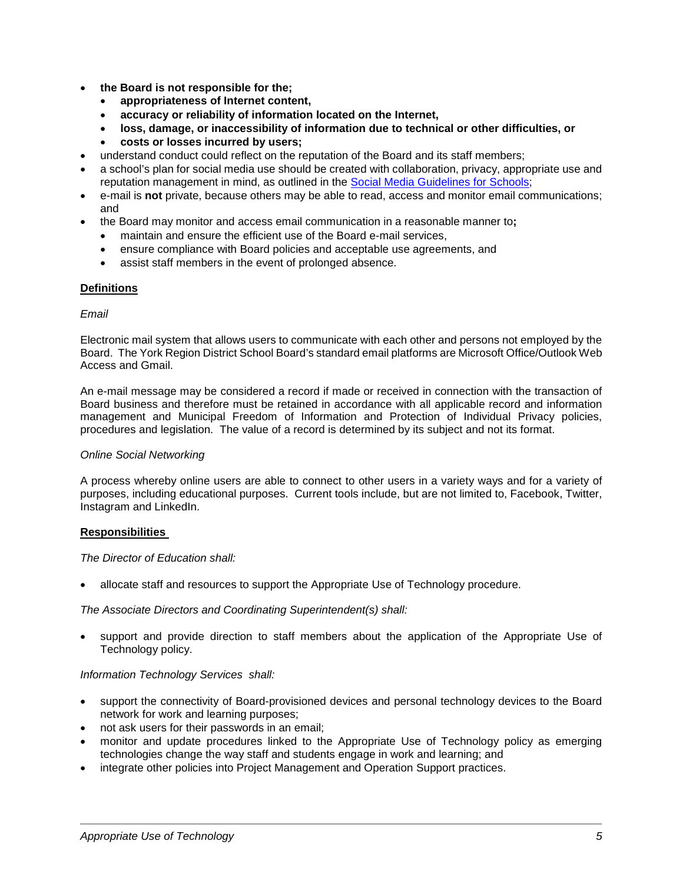- **the Board is not responsible for the;**
    - **appropriateness of Internet content,**
    - **accuracy or reliability of information located on the Internet,**
    - **loss, damage, or inaccessibility of information due to technical or other difficulties, or**
    - **costs or losses incurred by users;**
- understand conduct could reflect on the reputation of the Board and its staff members;
- a school's plan for social media use should be created with collaboration, privacy, appropriate use and reputation management in mind, as outlined in the [Social Media Guidelines for Schools](#);
- e-mail is **not** private, because others may be able to read, access and monitor email communications; and
- the Board may monitor and access email communication in a reasonable manner to**;**
    - maintain and ensure the efficient use of the Board e-mail services,
    - ensure compliance with Board policies and acceptable use agreements, and
    - assist staff members in the event of prolonged absence.

## Definitions

*Email*

Electronic mail system that allows users to communicate with each other and persons not employed by the Board. The York Region District School Board's standard email platforms are Microsoft Office/Outlook Web Access and Gmail.

An e-mail message may be considered a record if made or received in connection with the transaction of Board business and therefore must be retained in accordance with all applicable record and information management and Municipal Freedom of Information and Protection of Individual Privacy policies, procedures and legislation. The value of a record is determined by its subject and not its format.

*Online Social Networking*

A process whereby online users are able to connect to other users in a variety ways and for a variety of purposes, including educational purposes. Current tools include, but are not limited to, Facebook, Twitter, Instagram and LinkedIn.

## Responsibilities

*The Director of Education shall:*

- allocate staff and resources to support the Appropriate Use of Technology procedure.

*The Associate Directors and Coordinating Superintendent(s) shall:*

- support and provide direction to staff members about the application of the Appropriate Use of Technology policy.

*Information Technology Services shall:*

- support the connectivity of Board-provisioned devices and personal technology devices to the Board network for work and learning purposes;
- not ask users for their passwords in an email;
- monitor and update procedures linked to the Appropriate Use of Technology policy as emerging technologies change the way staff and students engage in work and learning; and
- integrate other policies into Project Management and Operation Support practices.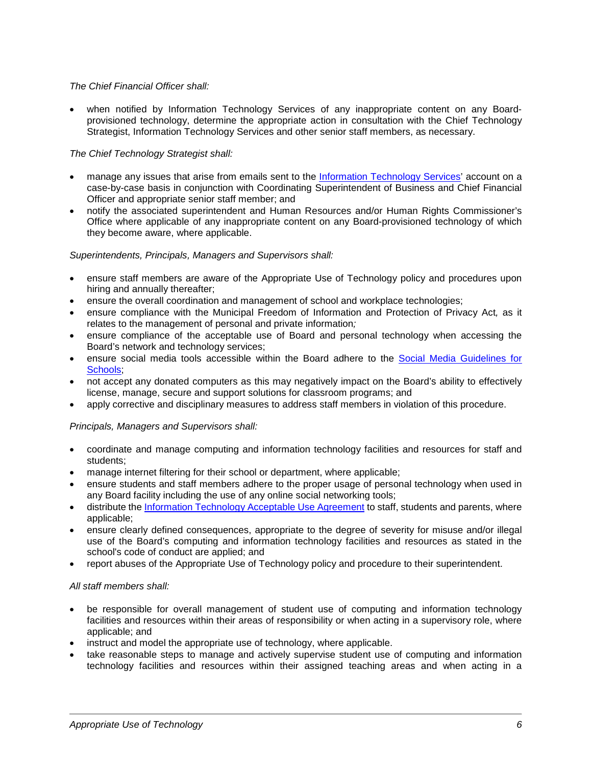*The Chief Financial Officer shall:*

- when notified by Information Technology Services of any inappropriate content on any Board-provisioned technology, determine the appropriate action in consultation with the Chief Technology Strategist, Information Technology Services and other senior staff members, as necessary.

*The Chief Technology Strategist shall:*

- manage any issues that arise from emails sent to the Information Technology Services' account on a case-by-case basis in conjunction with Coordinating Superintendent of Business and Chief Financial Officer and appropriate senior staff member; and
- notify the associated superintendent and Human Resources and/or Human Rights Commissioner's Office where applicable of any inappropriate content on any Board-provisioned technology of which they become aware, where applicable.

*Superintendents, Principals, Managers and Supervisors shall:*

- ensure staff members are aware of the Appropriate Use of Technology policy and procedures upon hiring and annually thereafter;
- ensure the overall coordination and management of school and workplace technologies;
- ensure compliance with the Municipal Freedom of Information and Protection of Privacy Act*,* as it relates to the management of personal and private information*;*
- ensure compliance of the acceptable use of Board and personal technology when accessing the Board's network and technology services;
- ensure social media tools accessible within the Board adhere to the Social Media Guidelines for Schools;
- not accept any donated computers as this may negatively impact on the Board's ability to effectively license, manage, secure and support solutions for classroom programs; and
- apply corrective and disciplinary measures to address staff members in violation of this procedure.

*Principals, Managers and Supervisors shall:*

- coordinate and manage computing and information technology facilities and resources for staff and students;
- manage internet filtering for their school or department, where applicable;
- ensure students and staff members adhere to the proper usage of personal technology when used in any Board facility including the use of any online social networking tools;
- distribute the Information Technology Acceptable Use Agreement to staff, students and parents, where applicable;
- ensure clearly defined consequences, appropriate to the degree of severity for misuse and/or illegal use of the Board's computing and information technology facilities and resources as stated in the school's code of conduct are applied; and
- report abuses of the Appropriate Use of Technology policy and procedure to their superintendent.

*All staff members shall:*

- be responsible for overall management of student use of computing and information technology facilities and resources within their areas of responsibility or when acting in a supervisory role, where applicable; and
- instruct and model the appropriate use of technology, where applicable.
- take reasonable steps to manage and actively supervise student use of computing and information technology facilities and resources within their assigned teaching areas and when acting in a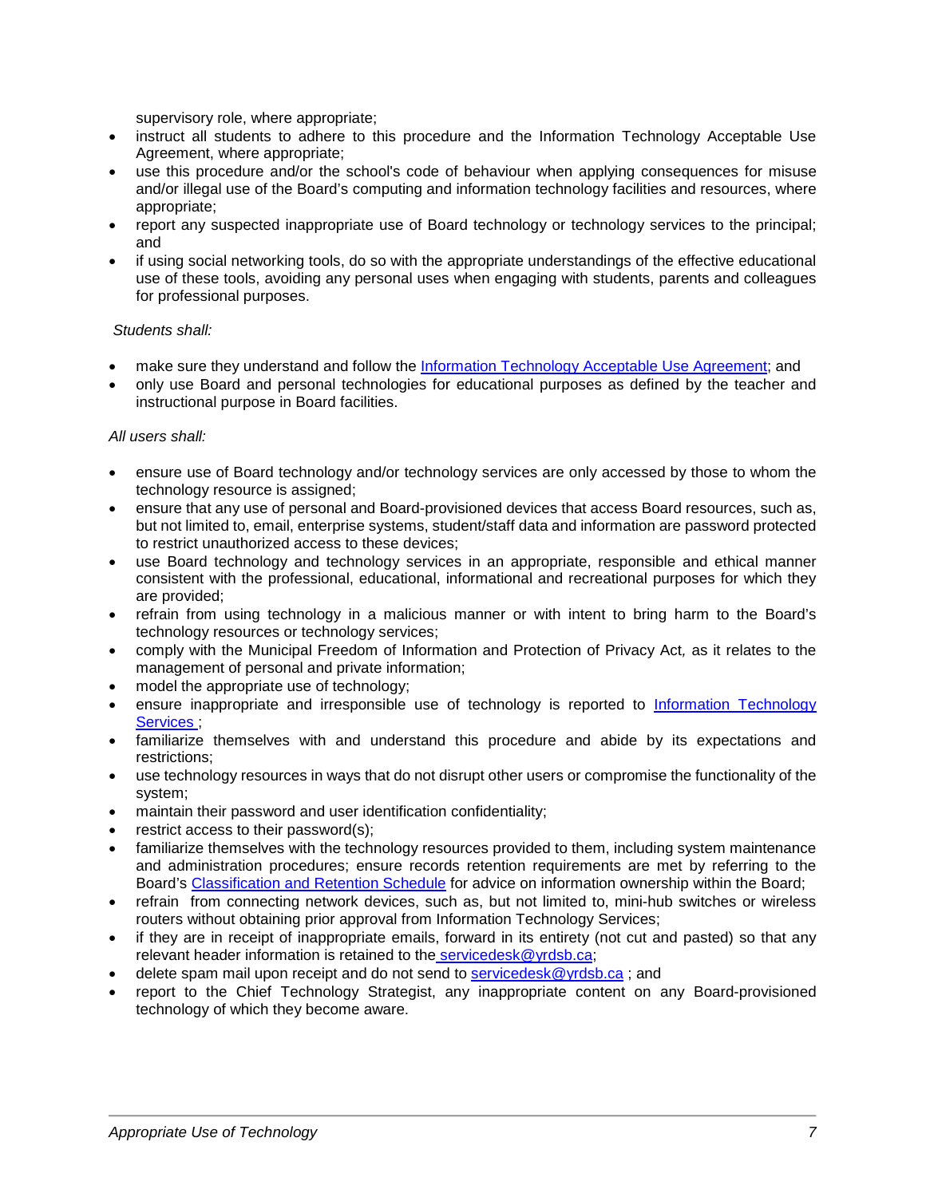supervisory role, where appropriate;

- instruct all students to adhere to this procedure and the Information Technology Acceptable Use Agreement, where appropriate;
- use this procedure and/or the school's code of behaviour when applying consequences for misuse and/or illegal use of the Board's computing and information technology facilities and resources, where appropriate;
- report any suspected inappropriate use of Board technology or technology services to the principal; and
- if using social networking tools, do so with the appropriate understandings of the effective educational use of these tools, avoiding any personal uses when engaging with students, parents and colleagues for professional purposes.

*Students shall:*

- make sure they understand and follow the [Information Technology Acceptable Use Agreement](); and
- only use Board and personal technologies for educational purposes as defined by the teacher and instructional purpose in Board facilities.

*All users shall:*

- ensure use of Board technology and/or technology services are only accessed by those to whom the technology resource is assigned;
- ensure that any use of personal and Board-provisioned devices that access Board resources, such as, but not limited to, email, enterprise systems, student/staff data and information are password protected to restrict unauthorized access to these devices;
- use Board technology and technology services in an appropriate, responsible and ethical manner consistent with the professional, educational, informational and recreational purposes for which they are provided;
- refrain from using technology in a malicious manner or with intent to bring harm to the Board's technology resources or technology services;
- comply with the Municipal Freedom of Information and Protection of Privacy Act*,* as it relates to the management of personal and private information;
- model the appropriate use of technology;
- ensure inappropriate and irresponsible use of technology is reported to [Information Technology Services]() ;
- familiarize themselves with and understand this procedure and abide by its expectations and restrictions;
- use technology resources in ways that do not disrupt other users or compromise the functionality of the system;
- maintain their password and user identification confidentiality;
- restrict access to their password(s);
- familiarize themselves with the technology resources provided to them, including system maintenance and administration procedures; ensure records retention requirements are met by referring to the Board's [Classification and Retention Schedule]() for advice on information ownership within the Board;
- refrain from connecting network devices, such as, but not limited to, mini-hub switches or wireless routers without obtaining prior approval from Information Technology Services;
- if they are in receipt of inappropriate emails, forward in its entirety (not cut and pasted) so that any relevant header information is retained to the [servicedesk@yrdsb.ca](mailto:servicedesk@yrdsb.ca);
- delete spam mail upon receipt and do not send to [servicedesk@yrdsb.ca](mailto:servicedesk@yrdsb.ca) ; and
- report to the Chief Technology Strategist, any inappropriate content on any Board-provisioned technology of which they become aware.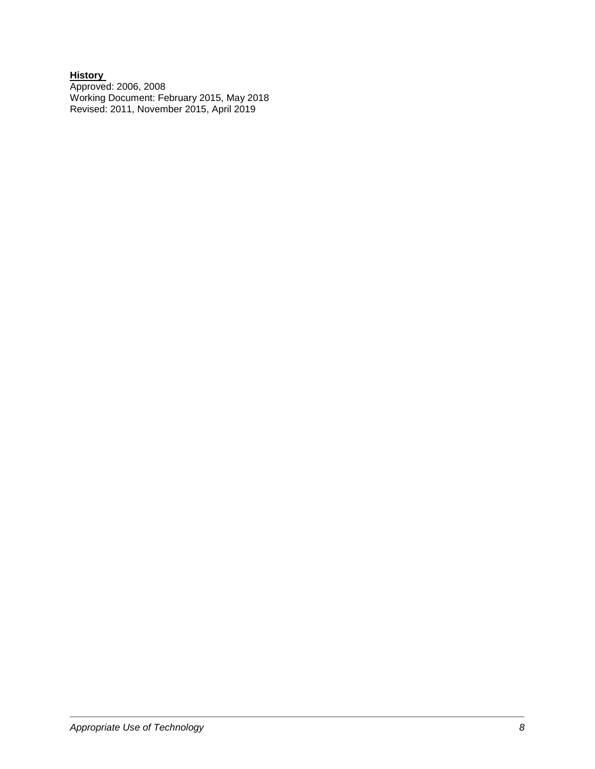**History**

Approved: 2006, 2008
Working Document: February 2015, May 2018
Revised: 2011, November 2015, April 2019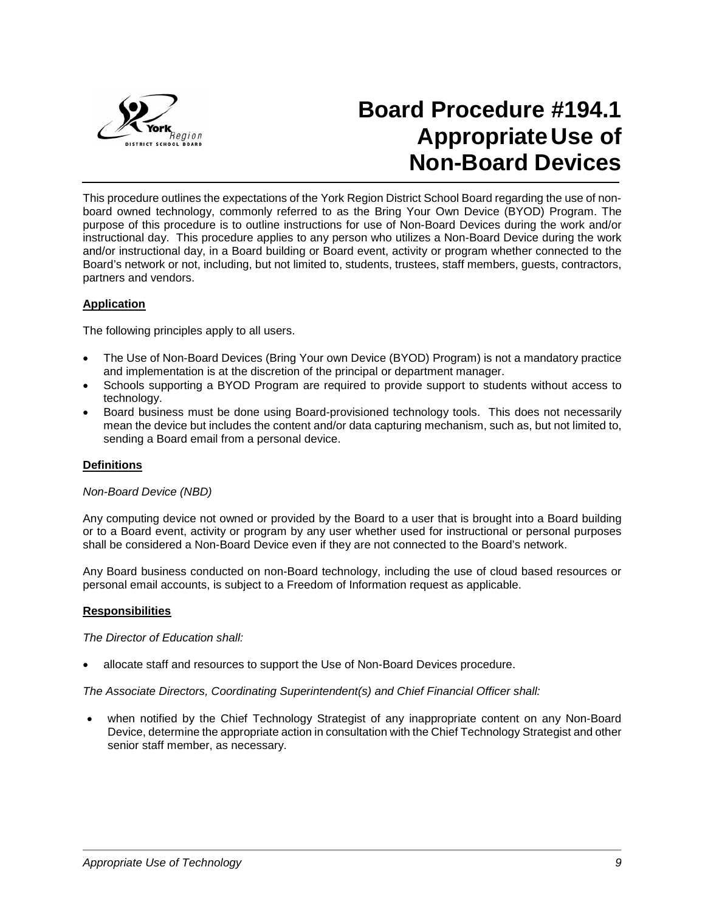# Board Procedure #194.1 Appropriate Use of Non-Board Devices

This procedure outlines the expectations of the York Region District School Board regarding the use of non-board owned technology, commonly referred to as the Bring Your Own Device (BYOD) Program. The purpose of this procedure is to outline instructions for use of Non-Board Devices during the work and/or instructional day. This procedure applies to any person who utilizes a Non-Board Device during the work and/or instructional day, in a Board building or Board event, activity or program whether connected to the Board's network or not, including, but not limited to, students, trustees, staff members, guests, contractors, partners and vendors.

## Application

The following principles apply to all users.

- The Use of Non-Board Devices (Bring Your own Device (BYOD) Program) is not a mandatory practice and implementation is at the discretion of the principal or department manager.
- Schools supporting a BYOD Program are required to provide support to students without access to technology.
- Board business must be done using Board-provisioned technology tools. This does not necessarily mean the device but includes the content and/or data capturing mechanism, such as, but not limited to, sending a Board email from a personal device.

## Definitions

*Non-Board Device (NBD)*

Any computing device not owned or provided by the Board to a user that is brought into a Board building or to a Board event, activity or program by any user whether used for instructional or personal purposes shall be considered a Non-Board Device even if they are not connected to the Board's network.

Any Board business conducted on non-Board technology, including the use of cloud based resources or personal email accounts, is subject to a Freedom of Information request as applicable.

## Responsibilities

*The Director of Education shall:*

- allocate staff and resources to support the Use of Non-Board Devices procedure.

*The Associate Directors, Coordinating Superintendent(s) and Chief Financial Officer shall:*

- when notified by the Chief Technology Strategist of any inappropriate content on any Non-Board Device, determine the appropriate action in consultation with the Chief Technology Strategist and other senior staff member, as necessary.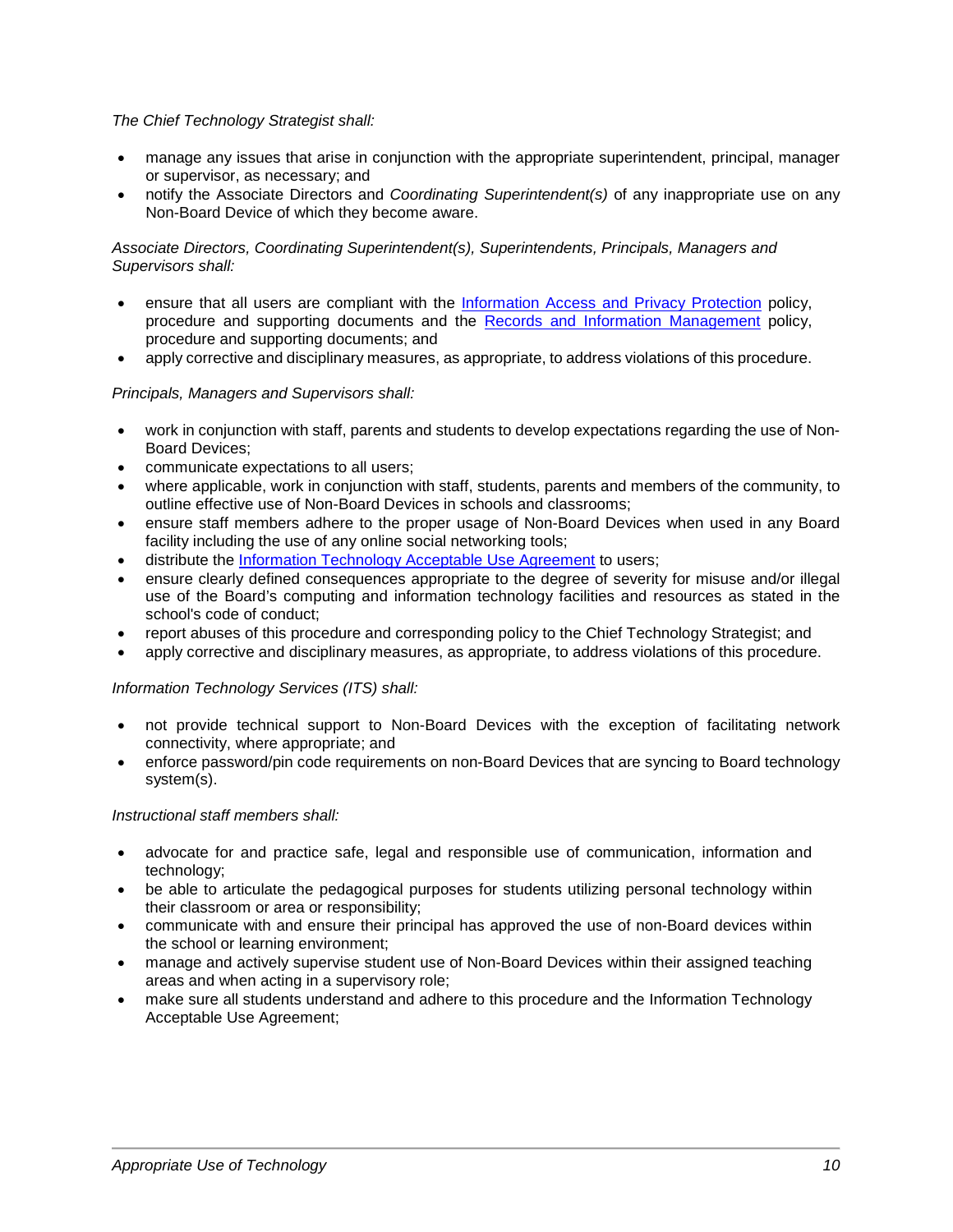*The Chief Technology Strategist shall:*

- manage any issues that arise in conjunction with the appropriate superintendent, principal, manager or supervisor, as necessary; and
- notify the Associate Directors and *Coordinating Superintendent(s)* of any inappropriate use on any Non-Board Device of which they become aware.

*Associate Directors, Coordinating Superintendent(s), Superintendents, Principals, Managers and Supervisors shall:*

- ensure that all users are compliant with the [Information Access and Privacy Protection]() policy, procedure and supporting documents and the [Records and Information Management]() policy, procedure and supporting documents; and
- apply corrective and disciplinary measures, as appropriate, to address violations of this procedure.

*Principals, Managers and Supervisors shall:*

- work in conjunction with staff, parents and students to develop expectations regarding the use of Non-Board Devices;
- communicate expectations to all users;
- where applicable, work in conjunction with staff, students, parents and members of the community, to outline effective use of Non-Board Devices in schools and classrooms;
- ensure staff members adhere to the proper usage of Non-Board Devices when used in any Board facility including the use of any online social networking tools;
- distribute the [Information Technology Acceptable Use Agreement]() to users;
- ensure clearly defined consequences appropriate to the degree of severity for misuse and/or illegal use of the Board's computing and information technology facilities and resources as stated in the school's code of conduct;
- report abuses of this procedure and corresponding policy to the Chief Technology Strategist; and
- apply corrective and disciplinary measures, as appropriate, to address violations of this procedure.

*Information Technology Services (ITS) shall:*

- not provide technical support to Non-Board Devices with the exception of facilitating network connectivity, where appropriate; and
- enforce password/pin code requirements on non-Board Devices that are syncing to Board technology system(s).

*Instructional staff members shall:*

- advocate for and practice safe, legal and responsible use of communication, information and technology;
- be able to articulate the pedagogical purposes for students utilizing personal technology within their classroom or area or responsibility;
- communicate with and ensure their principal has approved the use of non-Board devices within the school or learning environment;
- manage and actively supervise student use of Non-Board Devices within their assigned teaching areas and when acting in a supervisory role;
- make sure all students understand and adhere to this procedure and the Information Technology Acceptable Use Agreement;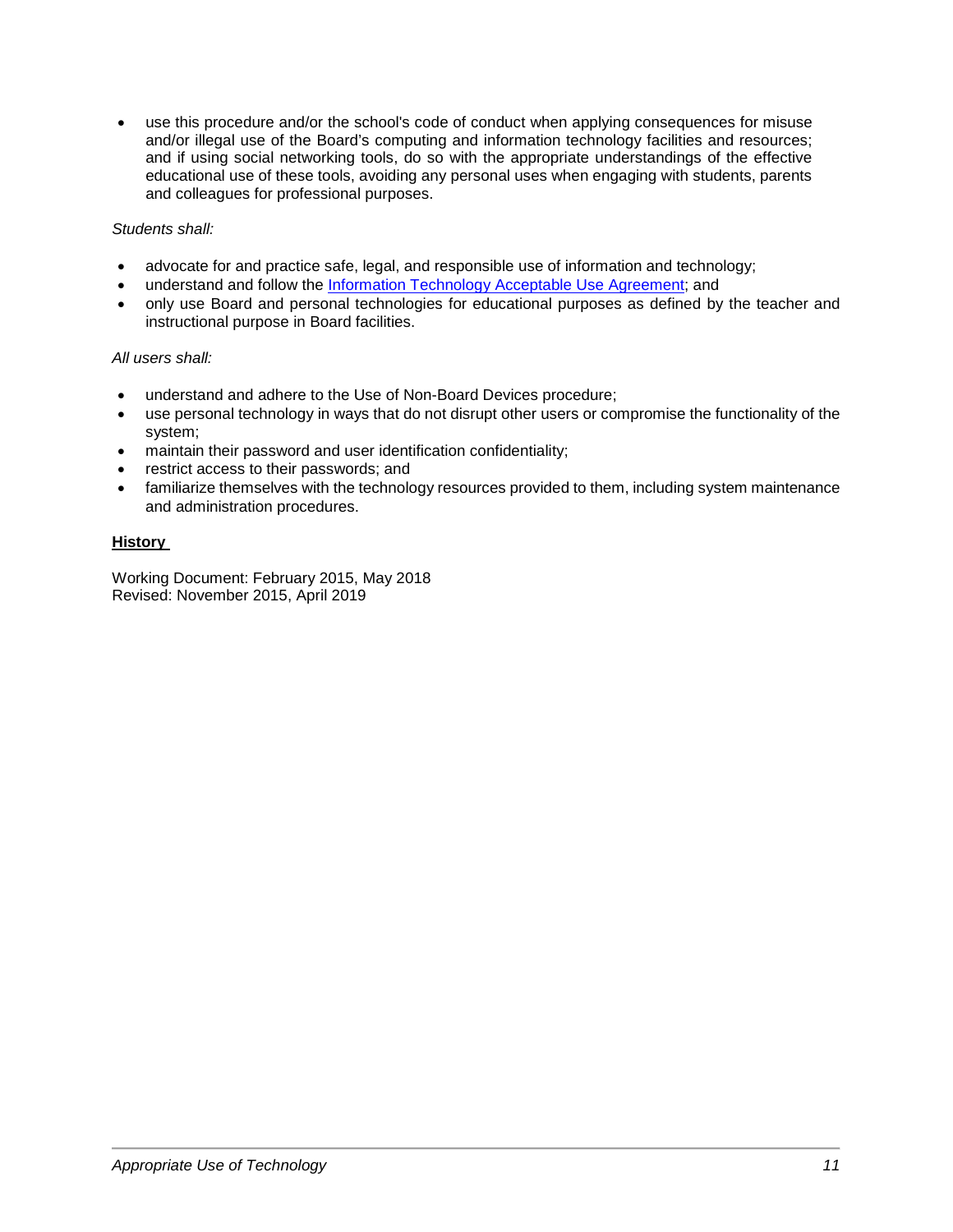- use this procedure and/or the school's code of conduct when applying consequences for misuse and/or illegal use of the Board's computing and information technology facilities and resources; and if using social networking tools, do so with the appropriate understandings of the effective educational use of these tools, avoiding any personal uses when engaging with students, parents and colleagues for professional purposes.

*Students shall:*

- advocate for and practice safe, legal, and responsible use of information and technology;
- understand and follow the [Information Technology Acceptable Use Agreement](); and
- only use Board and personal technologies for educational purposes as defined by the teacher and instructional purpose in Board facilities.

*All users shall:*

- understand and adhere to the Use of Non-Board Devices procedure;
- use personal technology in ways that do not disrupt other users or compromise the functionality of the system;
- maintain their password and user identification confidentiality;
- restrict access to their passwords; and
- familiarize themselves with the technology resources provided to them, including system maintenance and administration procedures.

**History**

Working Document: February 2015, May 2018
Revised: November 2015, April 2019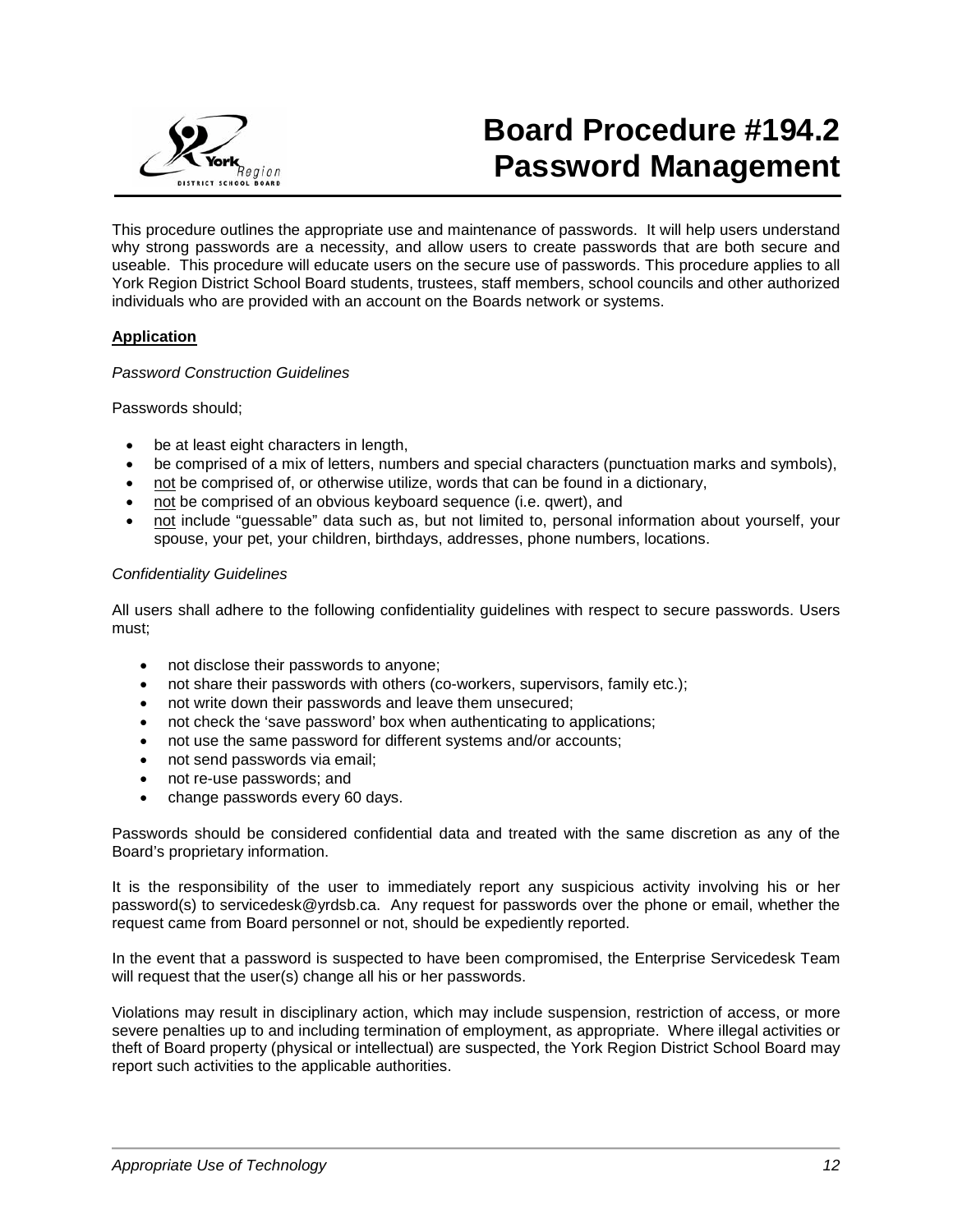# Board Procedure #194.2 Password Management

This procedure outlines the appropriate use and maintenance of passwords. It will help users understand why strong passwords are a necessity, and allow users to create passwords that are both secure and useable. This procedure will educate users on the secure use of passwords. This procedure applies to all York Region District School Board students, trustees, staff members, school councils and other authorized individuals who are provided with an account on the Boards network or systems.

**Application**

*Password Construction Guidelines*

Passwords should;

- be at least eight characters in length,
- be comprised of a mix of letters, numbers and special characters (punctuation marks and symbols),
- not be comprised of, or otherwise utilize, words that can be found in a dictionary,
- not be comprised of an obvious keyboard sequence (i.e. qwert), and
- not include "guessable" data such as, but not limited to, personal information about yourself, your spouse, your pet, your children, birthdays, addresses, phone numbers, locations.

*Confidentiality Guidelines*

All users shall adhere to the following confidentiality guidelines with respect to secure passwords. Users must;

- not disclose their passwords to anyone;
- not share their passwords with others (co-workers, supervisors, family etc.);
- not write down their passwords and leave them unsecured;
- not check the 'save password' box when authenticating to applications;
- not use the same password for different systems and/or accounts;
- not send passwords via email;
- not re-use passwords; and
- change passwords every 60 days.

Passwords should be considered confidential data and treated with the same discretion as any of the Board's proprietary information.

It is the responsibility of the user to immediately report any suspicious activity involving his or her password(s) to servicedesk@yrdsb.ca. Any request for passwords over the phone or email, whether the request came from Board personnel or not, should be expediently reported.

In the event that a password is suspected to have been compromised, the Enterprise Servicedesk Team will request that the user(s) change all his or her passwords.

Violations may result in disciplinary action, which may include suspension, restriction of access, or more severe penalties up to and including termination of employment, as appropriate. Where illegal activities or theft of Board property (physical or intellectual) are suspected, the York Region District School Board may report such activities to the applicable authorities.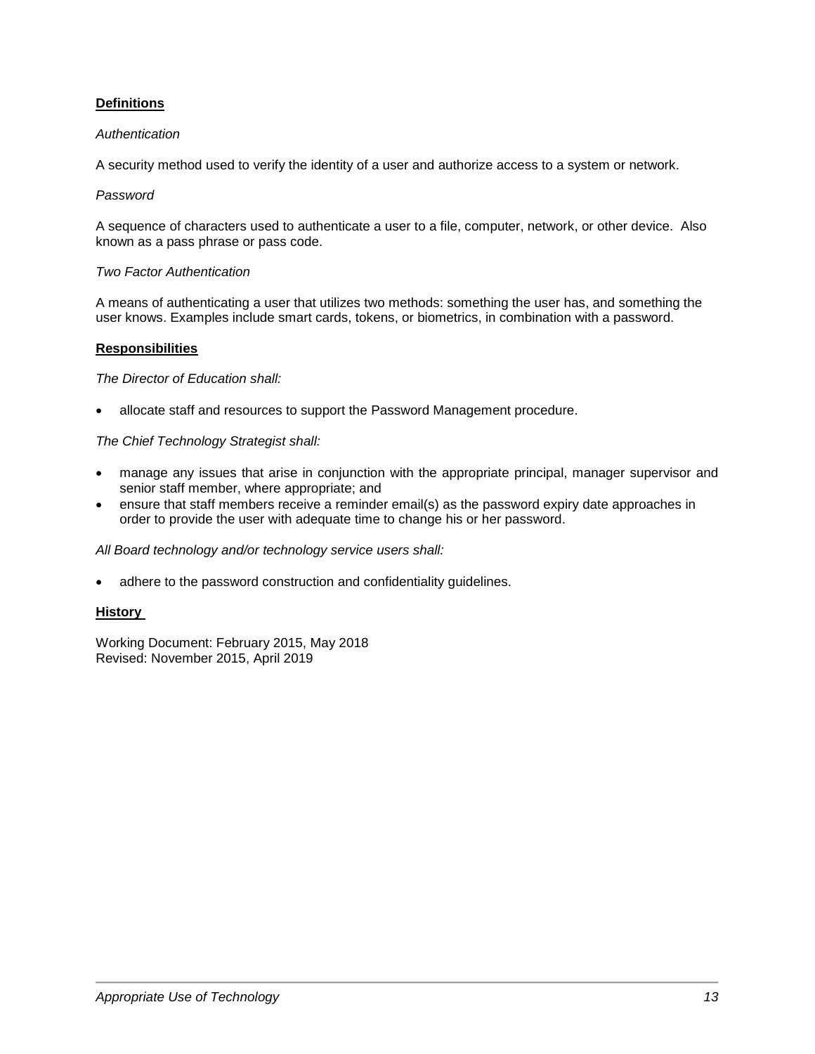## Definitions

*Authentication*

A security method used to verify the identity of a user and authorize access to a system or network.

*Password*

A sequence of characters used to authenticate a user to a file, computer, network, or other device. Also known as a pass phrase or pass code.

*Two Factor Authentication*

A means of authenticating a user that utilizes two methods: something the user has, and something the user knows. Examples include smart cards, tokens, or biometrics, in combination with a password.

## Responsibilities

*The Director of Education shall:*

- allocate staff and resources to support the Password Management procedure.

*The Chief Technology Strategist shall:*

- manage any issues that arise in conjunction with the appropriate principal, manager supervisor and senior staff member, where appropriate; and
- ensure that staff members receive a reminder email(s) as the password expiry date approaches in order to provide the user with adequate time to change his or her password.

*All Board technology and/or technology service users shall:*

- adhere to the password construction and confidentiality guidelines.

## History

Working Document: February 2015, May 2018
Revised: November 2015, April 2019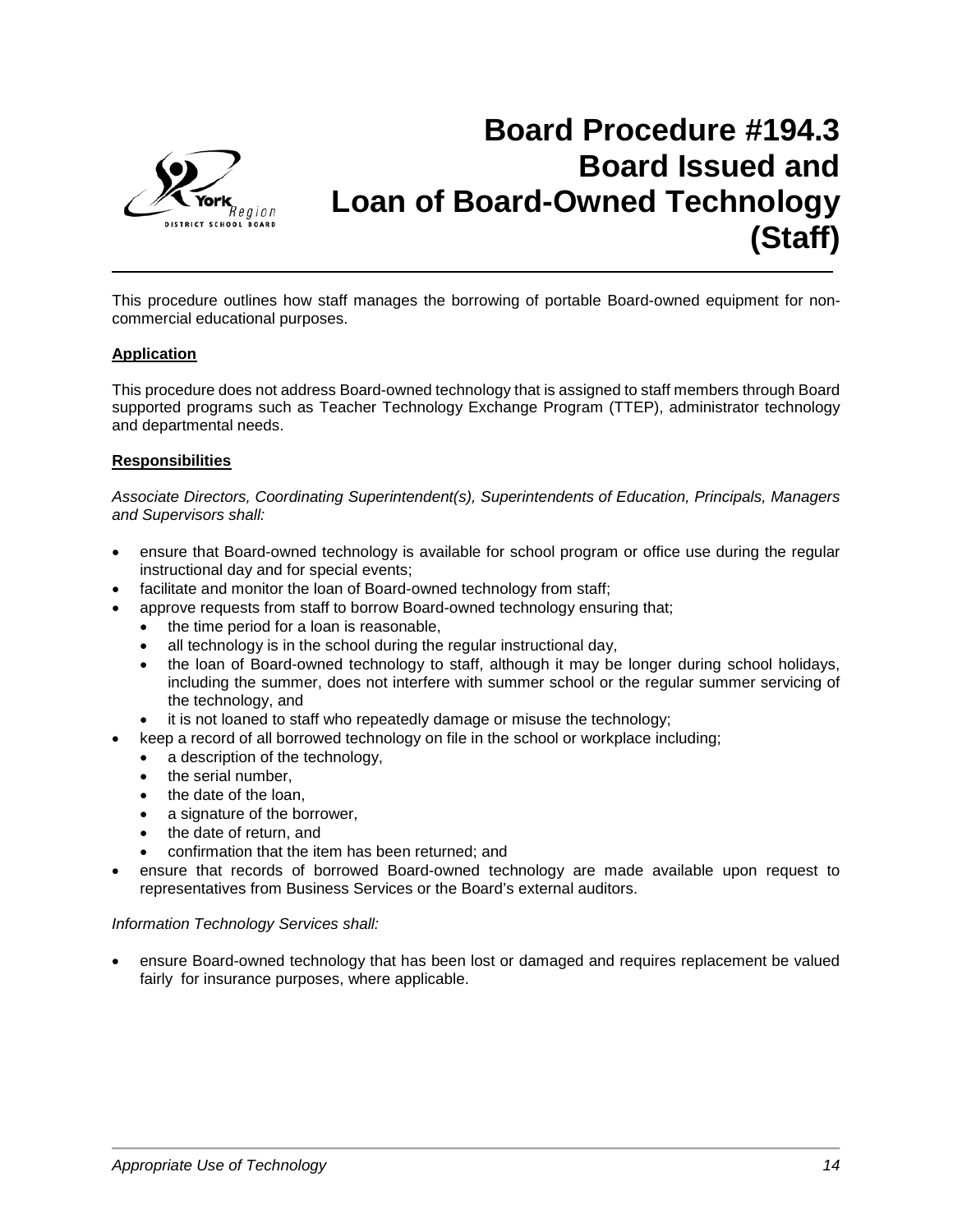# Board Procedure #194.3 Board Issued and Loan of Board-Owned Technology (Staff)

This procedure outlines how staff manages the borrowing of portable Board-owned equipment for non-commercial educational purposes.

**Application**

This procedure does not address Board-owned technology that is assigned to staff members through Board supported programs such as Teacher Technology Exchange Program (TTEP), administrator technology and departmental needs.

**Responsibilities**

*Associate Directors, Coordinating Superintendent(s), Superintendents of Education, Principals, Managers and Supervisors shall:*

- ensure that Board-owned technology is available for school program or office use during the regular instructional day and for special events;
- facilitate and monitor the loan of Board-owned technology from staff;
- approve requests from staff to borrow Board-owned technology ensuring that;
  - the time period for a loan is reasonable,
  - all technology is in the school during the regular instructional day,
  - the loan of Board-owned technology to staff, although it may be longer during school holidays, including the summer, does not interfere with summer school or the regular summer servicing of the technology, and
  - it is not loaned to staff who repeatedly damage or misuse the technology;
- keep a record of all borrowed technology on file in the school or workplace including;
  - a description of the technology,
  - the serial number,
  - the date of the loan,
  - a signature of the borrower,
  - the date of return, and
  - confirmation that the item has been returned; and
- ensure that records of borrowed Board-owned technology are made available upon request to representatives from Business Services or the Board's external auditors.

*Information Technology Services shall:*

- ensure Board-owned technology that has been lost or damaged and requires replacement be valued fairly for insurance purposes, where applicable.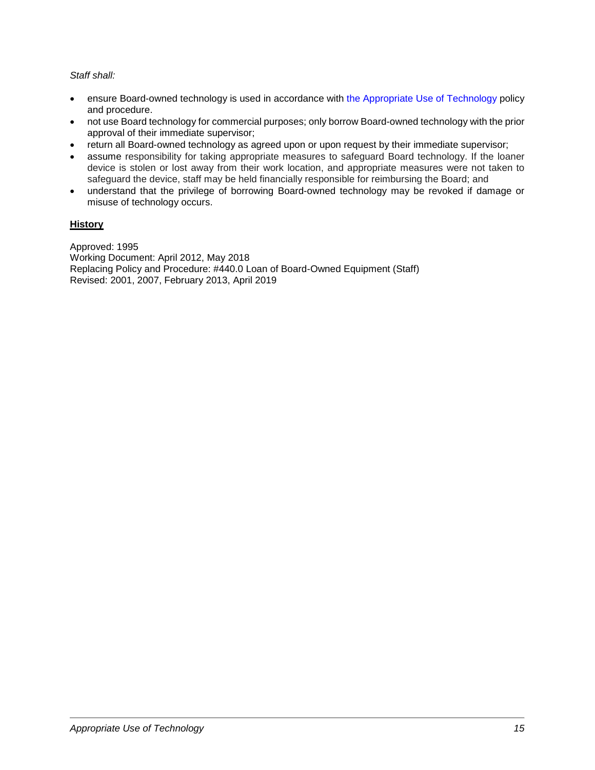*Staff shall:*

- ensure Board-owned technology is used in accordance with the Appropriate Use of Technology policy and procedure.
- not use Board technology for commercial purposes; only borrow Board-owned technology with the prior approval of their immediate supervisor;
- return all Board-owned technology as agreed upon or upon request by their immediate supervisor;
- assume responsibility for taking appropriate measures to safeguard Board technology. If the loaner device is stolen or lost away from their work location, and appropriate measures were not taken to safeguard the device, staff may be held financially responsible for reimbursing the Board; and
- understand that the privilege of borrowing Board-owned technology may be revoked if damage or misuse of technology occurs.

**History**

Approved: 1995
Working Document: April 2012, May 2018
Replacing Policy and Procedure: #440.0 Loan of Board-Owned Equipment (Staff)
Revised: 2001, 2007, February 2013, April 2019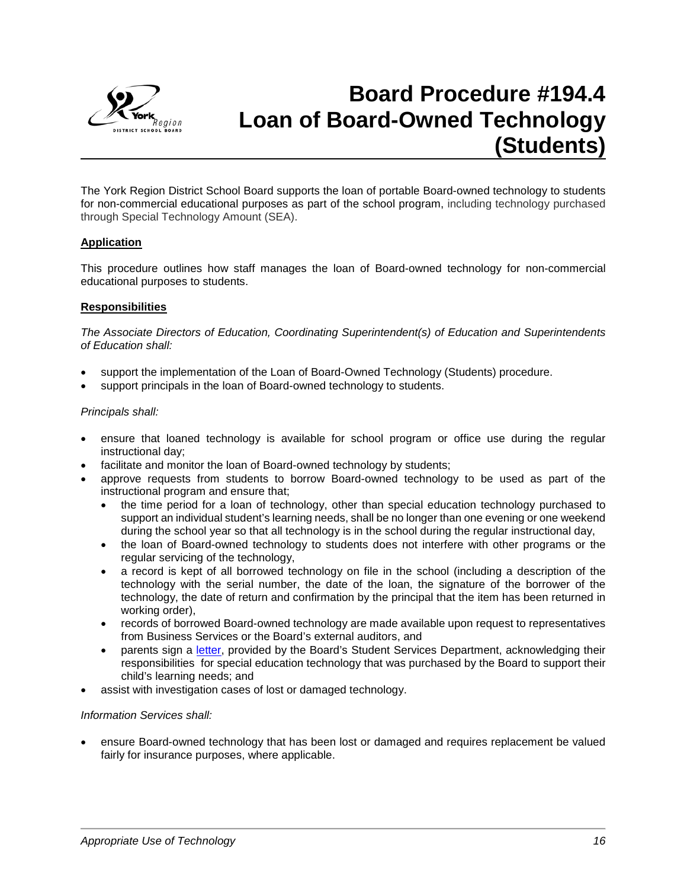# Board Procedure #194.4 Loan of Board-Owned Technology (Students)

The York Region District School Board supports the loan of portable Board-owned technology to students for non-commercial educational purposes as part of the school program, including technology purchased through Special Technology Amount (SEA).

## Application

This procedure outlines how staff manages the loan of Board-owned technology for non-commercial educational purposes to students.

## Responsibilities

*The Associate Directors of Education, Coordinating Superintendent(s) of Education and Superintendents of Education shall:*

- support the implementation of the Loan of Board-Owned Technology (Students) procedure.
- support principals in the loan of Board-owned technology to students.

*Principals shall:*

- ensure that loaned technology is available for school program or office use during the regular instructional day;
- facilitate and monitor the loan of Board-owned technology by students;
- approve requests from students to borrow Board-owned technology to be used as part of the instructional program and ensure that;
  - the time period for a loan of technology, other than special education technology purchased to support an individual student's learning needs, shall be no longer than one evening or one weekend during the school year so that all technology is in the school during the regular instructional day,
  - the loan of Board-owned technology to students does not interfere with other programs or the regular servicing of the technology,
  - a record is kept of all borrowed technology on file in the school (including a description of the technology with the serial number, the date of the loan, the signature of the borrower of the technology, the date of return and confirmation by the principal that the item has been returned in working order),
  - records of borrowed Board-owned technology are made available upon request to representatives from Business Services or the Board's external auditors, and
  - parents sign a letter, provided by the Board's Student Services Department, acknowledging their responsibilities for special education technology that was purchased by the Board to support their child's learning needs; and
- assist with investigation cases of lost or damaged technology.

*Information Services shall:*

- ensure Board-owned technology that has been lost or damaged and requires replacement be valued fairly for insurance purposes, where applicable.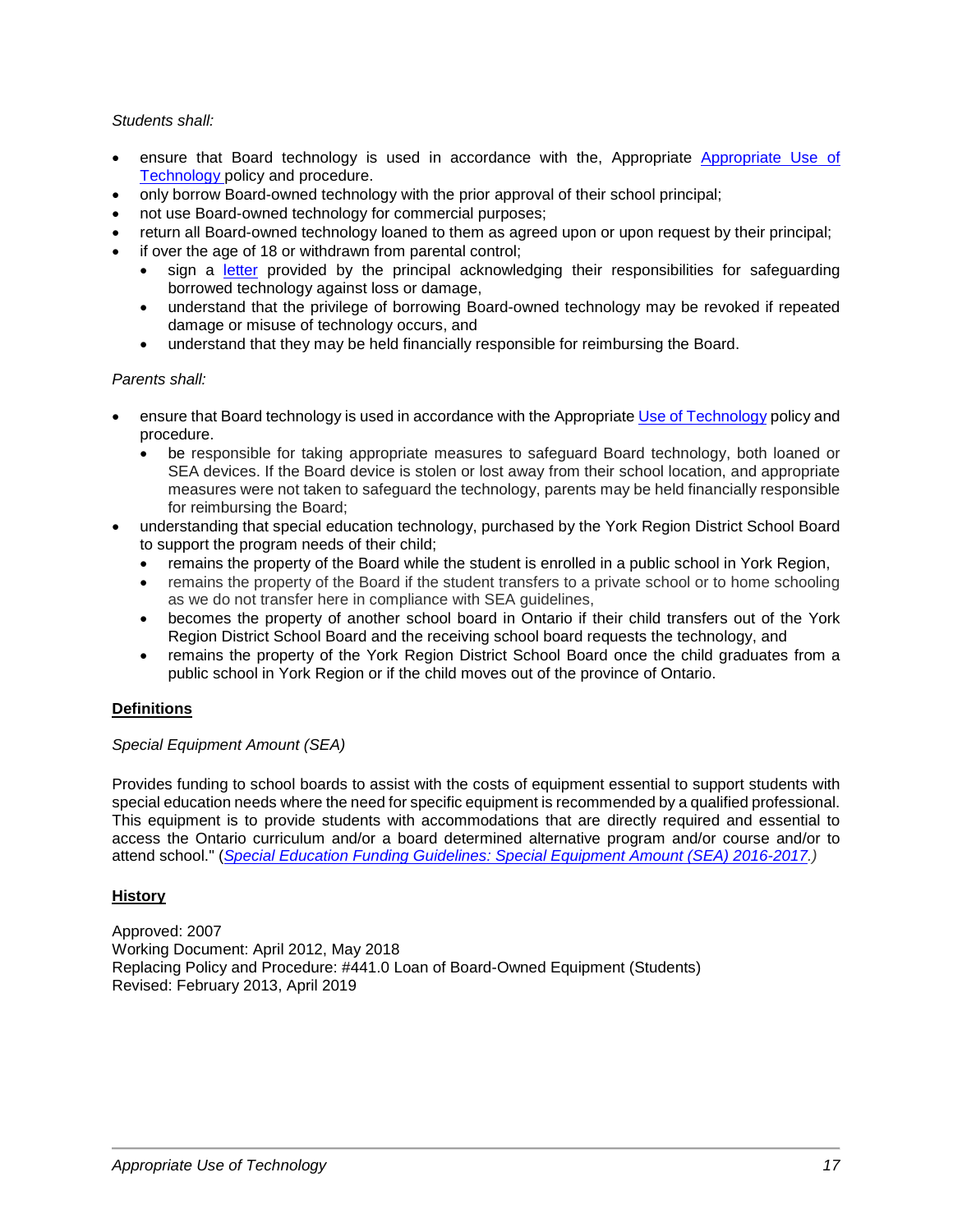*Students shall:*

- ensure that Board technology is used in accordance with the, Appropriate Appropriate Use of Technology policy and procedure.
- only borrow Board-owned technology with the prior approval of their school principal;
- not use Board-owned technology for commercial purposes;
- return all Board-owned technology loaned to them as agreed upon or upon request by their principal;
- if over the age of 18 or withdrawn from parental control;
  - sign a letter provided by the principal acknowledging their responsibilities for safeguarding borrowed technology against loss or damage,
  - understand that the privilege of borrowing Board-owned technology may be revoked if repeated damage or misuse of technology occurs, and
  - understand that they may be held financially responsible for reimbursing the Board.

*Parents shall:*

- ensure that Board technology is used in accordance with the Appropriate Use of Technology policy and procedure.
  - be responsible for taking appropriate measures to safeguard Board technology, both loaned or SEA devices. If the Board device is stolen or lost away from their school location, and appropriate measures were not taken to safeguard the technology, parents may be held financially responsible for reimbursing the Board;
- understanding that special education technology, purchased by the York Region District School Board to support the program needs of their child;
  - remains the property of the Board while the student is enrolled in a public school in York Region,
  - remains the property of the Board if the student transfers to a private school or to home schooling as we do not transfer here in compliance with SEA guidelines,
  - becomes the property of another school board in Ontario if their child transfers out of the York Region District School Board and the receiving school board requests the technology, and
  - remains the property of the York Region District School Board once the child graduates from a public school in York Region or if the child moves out of the province of Ontario.

## Definitions

*Special Equipment Amount (SEA)*

Provides funding to school boards to assist with the costs of equipment essential to support students with special education needs where the need for specific equipment is recommended by a qualified professional. This equipment is to provide students with accommodations that are directly required and essential to access the Ontario curriculum and/or a board determined alternative program and/or course and/or to attend school." (*Special Education Funding Guidelines: Special Equipment Amount (SEA) 2016-2017.*)

## History

Approved: 2007
Working Document: April 2012, May 2018
Replacing Policy and Procedure: #441.0 Loan of Board-Owned Equipment (Students)
Revised: February 2013, April 2019